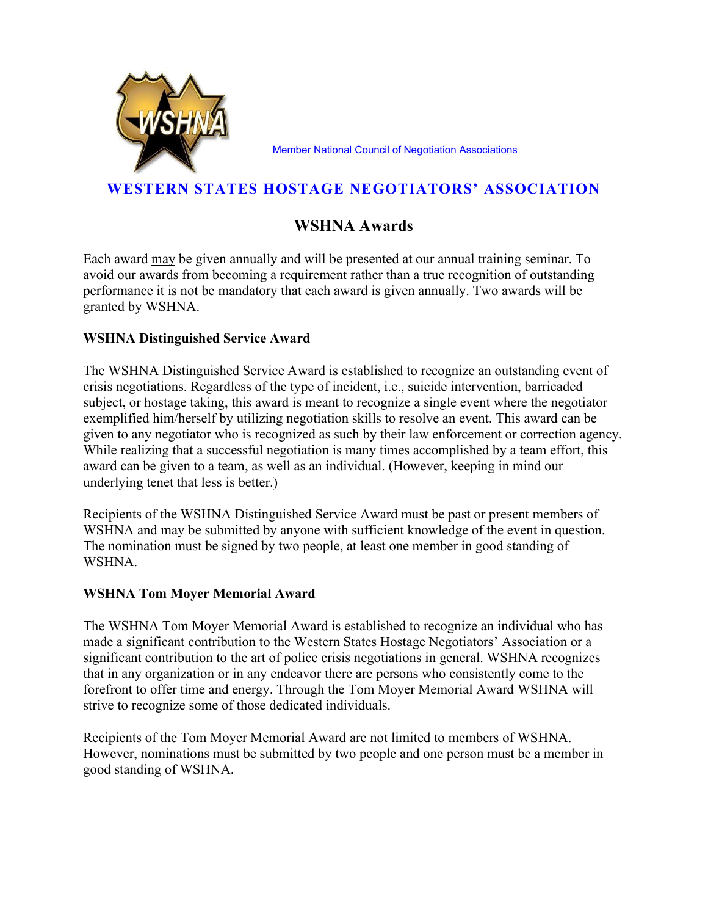Member National Council of Negotiation Associations

# WESTERN STATES HOSTAGE NEGOTIATORS' ASSOCIATION

## WSHNA Awards

Each award may be given annually and will be presented at our annual training seminar. To avoid our awards from becoming a requirement rather than a true recognition of outstanding performance it is not be mandatory that each award is given annually. Two awards will be granted by WSHNA.

### WSHNA Distinguished Service Award

The WSHNA Distinguished Service Award is established to recognize an outstanding event of crisis negotiations. Regardless of the type of incident, i.e., suicide intervention, barricaded subject, or hostage taking, this award is meant to recognize a single event where the negotiator exemplified him/herself by utilizing negotiation skills to resolve an event. This award can be given to any negotiator who is recognized as such by their law enforcement or correction agency. While realizing that a successful negotiation is many times accomplished by a team effort, this award can be given to a team, as well as an individual. (However, keeping in mind our underlying tenet that less is better.)

Recipients of the WSHNA Distinguished Service Award must be past or present members of WSHNA and may be submitted by anyone with sufficient knowledge of the event in question. The nomination must be signed by two people, at least one member in good standing of WSHNA.

### WSHNA Tom Moyer Memorial Award

The WSHNA Tom Moyer Memorial Award is established to recognize an individual who has made a significant contribution to the Western States Hostage Negotiators' Association or a significant contribution to the art of police crisis negotiations in general. WSHNA recognizes that in any organization or in any endeavor there are persons who consistently come to the forefront to offer time and energy. Through the Tom Moyer Memorial Award WSHNA will strive to recognize some of those dedicated individuals.

Recipients of the Tom Moyer Memorial Award are not limited to members of WSHNA. However, nominations must be submitted by two people and one person must be a member in good standing of WSHNA.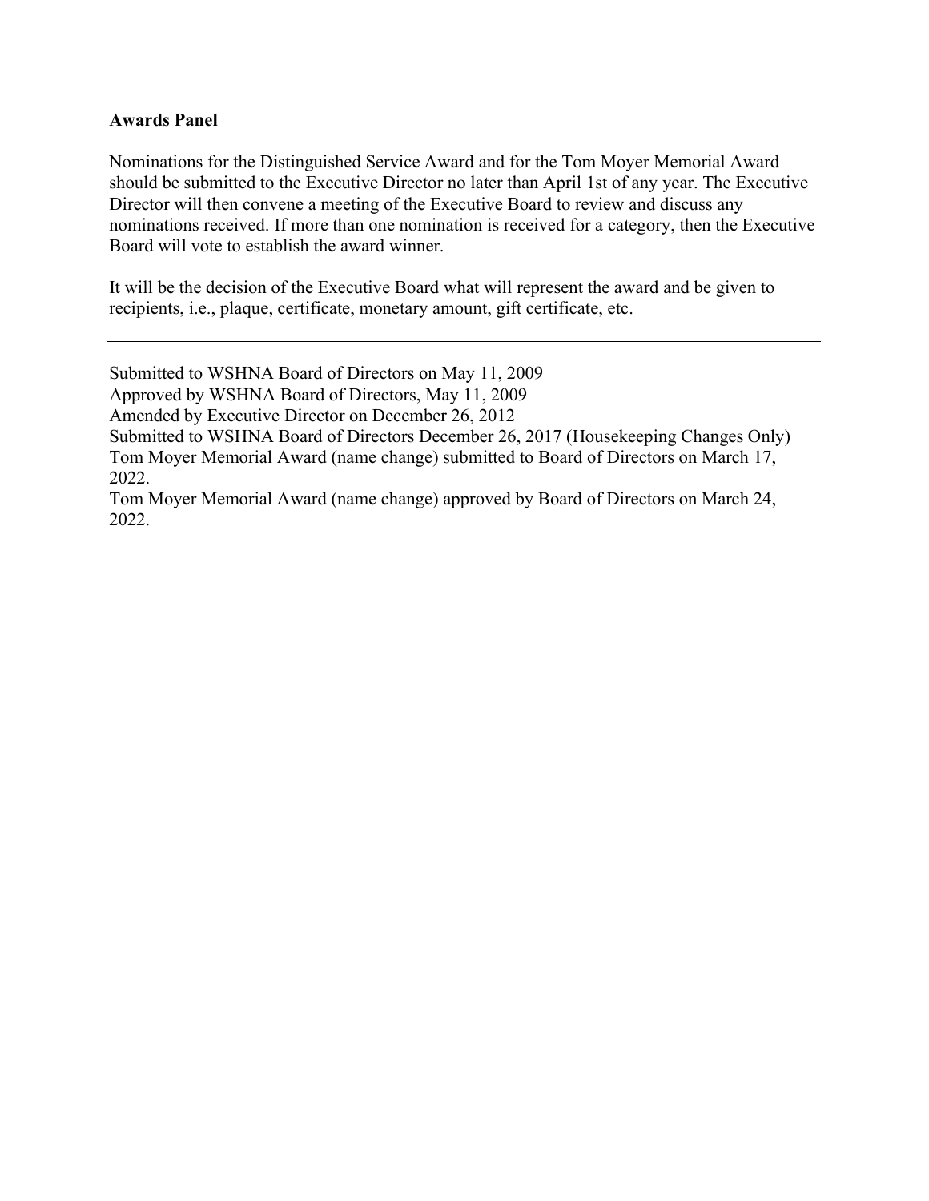**Awards Panel**

Nominations for the Distinguished Service Award and for the Tom Moyer Memorial Award should be submitted to the Executive Director no later than April 1st of any year. The Executive Director will then convene a meeting of the Executive Board to review and discuss any nominations received. If more than one nomination is received for a category, then the Executive Board will vote to establish the award winner.

It will be the decision of the Executive Board what will represent the award and be given to recipients, i.e., plaque, certificate, monetary amount, gift certificate, etc.

---

Submitted to WSHNA Board of Directors on May 11, 2009
Approved by WSHNA Board of Directors, May 11, 2009
Amended by Executive Director on December 26, 2012
Submitted to WSHNA Board of Directors December 26, 2017 (Housekeeping Changes Only)
Tom Moyer Memorial Award (name change) submitted to Board of Directors on March 17, 2022.
Tom Moyer Memorial Award (name change) approved by Board of Directors on March 24, 2022.